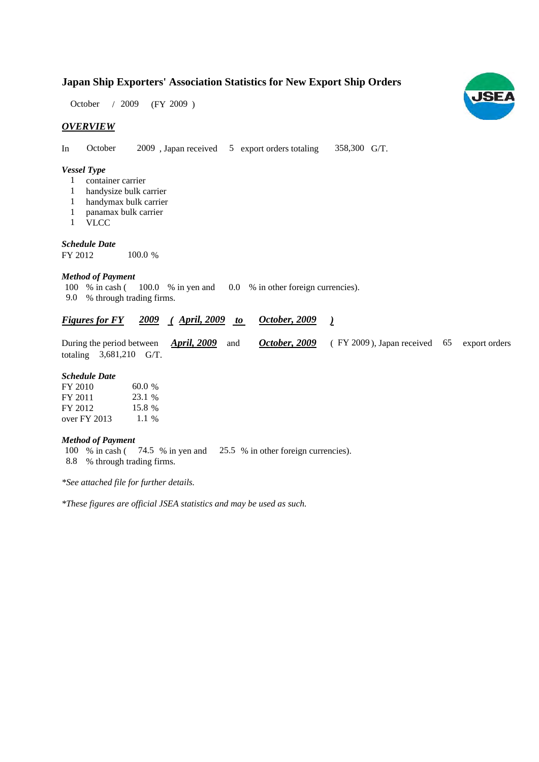# Japan Ship Exporters' Association Statistics for New Export Ship Orders

October / 2009 (FY 2009 )

## *OVERVIEW*

In October 2009 , Japan received 5 export orders totaling 358,300 G/T.

### *Vessel Type*

1 container carrier
1 handysize bulk carrier
1 handymax bulk carrier
1 panamax bulk carrier
1 VLCC

### *Schedule Date*

| | |
|---|---|
| FY 2012 | 100.0 % |

### *Method of Payment*

100 % in cash ( 100.0 % in yen and 0.0 % in other foreign currencies).
9.0 % through trading firms.

## ***Figures for FY 2009 ( April, 2009 to October, 2009 )***

During the period between ***April, 2009*** and ***October, 2009*** ( FY 2009 ), Japan received 65 export orders totaling 3,681,210 G/T.

### *Schedule Date*

| | |
|---|---|
| FY 2010 | 60.0 % |
| FY 2011 | 23.1 % |
| FY 2012 | 15.8 % |
| over FY 2013 | 1.1 % |

### *Method of Payment*

100 % in cash ( 74.5 % in yen and 25.5 % in other foreign currencies).
8.8 % through trading firms.

*\*See attached file for further details.*

*\*These figures are official JSEA statistics and may be used as such.*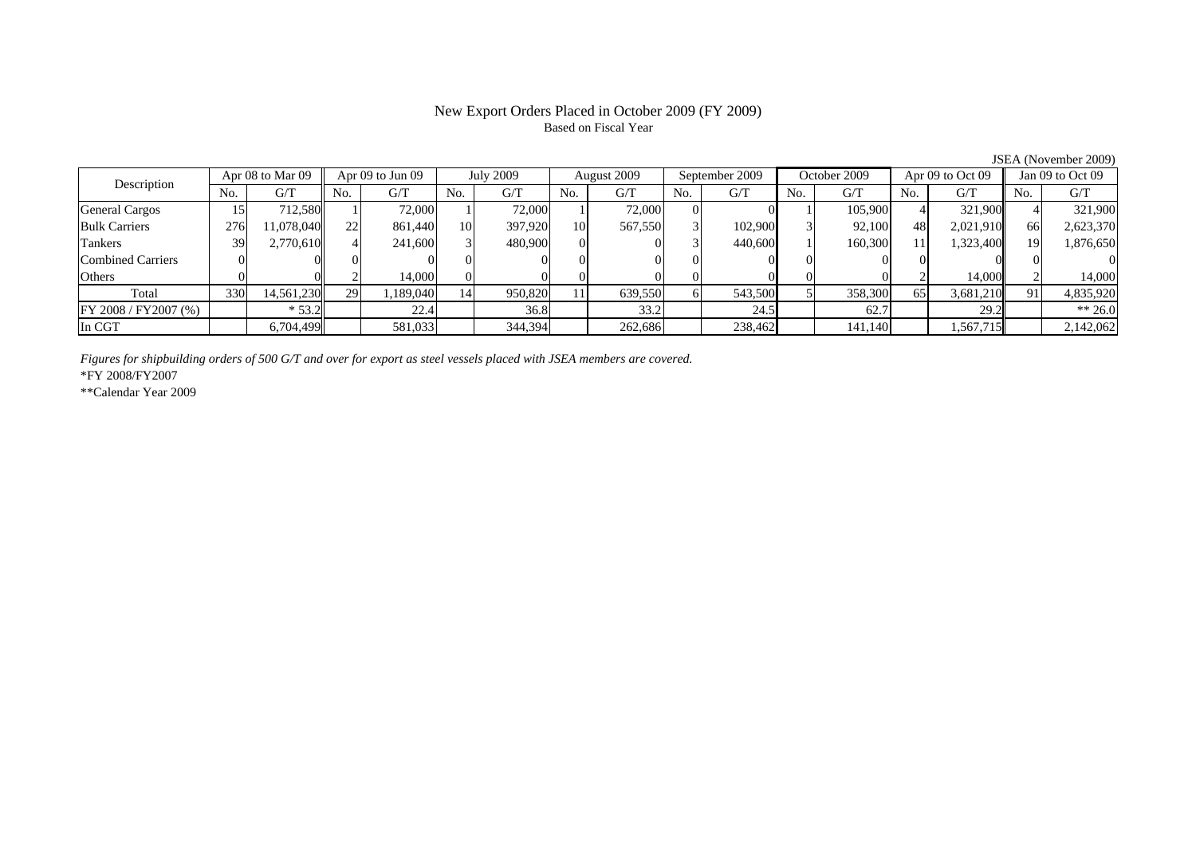# New Export Orders Placed in October 2009 (FY 2009)

Based on Fiscal Year

JSEA (November 2009)

| Description | Apr 08 to Mar 09 | | Apr 09 to Jun 09 | | July 2009 | | August 2009 | | September 2009 | | October 2009 | | Apr 09 to Oct 09 | | Jan 09 to Oct 09 | |
|---|---|---|---|---|---|---|---|---|---|---|---|---|---|---|---|---|
| | No. | G/T | No. | G/T | No. | G/T | No. | G/T | No. | G/T | No. | G/T | No. | G/T | No. | G/T |
| General Cargos | 15 | 712,580 | 1 | 72,000 | 1 | 72,000 | 1 | 72,000 | 0 | 0 | 1 | 105,900 | 4 | 321,900 | 4 | 321,900 |
| Bulk Carriers | 276 | 11,078,040 | 22 | 861,440 | 10 | 397,920 | 10 | 567,550 | 3 | 102,900 | 3 | 92,100 | 48 | 2,021,910 | 66 | 2,623,370 |
| Tankers | 39 | 2,770,610 | 4 | 241,600 | 3 | 480,900 | 0 | 0 | 3 | 440,600 | 1 | 160,300 | 11 | 1,323,400 | 19 | 1,876,650 |
| Combined Carriers | 0 | 0 | 0 | 0 | 0 | 0 | 0 | 0 | 0 | 0 | 0 | 0 | 0 | 0 | 0 | 0 |
| Others | 0 | 0 | 2 | 14,000 | 0 | 0 | 0 | 0 | 0 | 0 | 0 | 0 | 2 | 14,000 | 2 | 14,000 |
| Total | 330 | 14,561,230 | 29 | 1,189,040 | 14 | 950,820 | 11 | 639,550 | 6 | 543,500 | 5 | 358,300 | 65 | 3,681,210 | 91 | 4,835,920 |
| FY 2008 / FY2007 (%) | | * 53.2 | | 22.4 | | 36.8 | | 33.2 | | 24.5 | | 62.7 | | 29.2 | | ** 26.0 |
| In CGT | | 6,704,499 | | 581,033 | | 344,394 | | 262,686 | | 238,462 | | 141,140 | | 1,567,715 | | 2,142,062 |

*Figures for shipbuilding orders of 500 G/T and over for export as steel vessels placed with JSEA members are covered.*

*FY 2008/FY2007

**Calendar Year 2009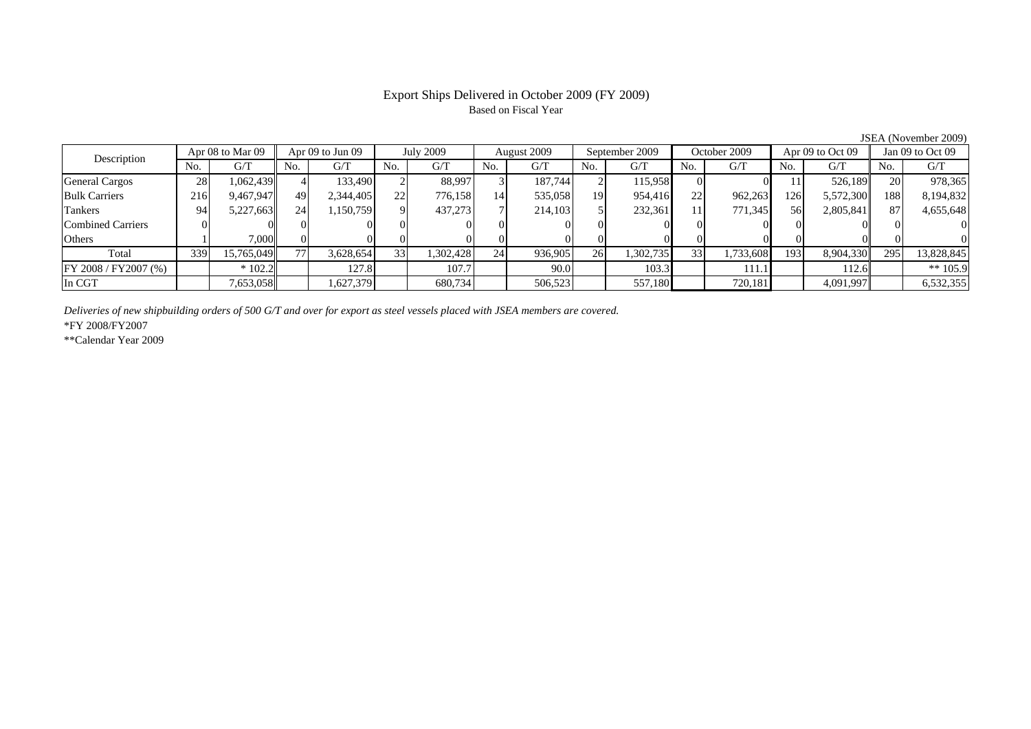# Export Ships Delivered in October 2009 (FY 2009)

Based on Fiscal Year

JSEA (November 2009)

| Description | Apr 08 to Mar 09 | | Apr 09 to Jun 09 | | July 2009 | | August 2009 | | September 2009 | | October 2009 | | Apr 09 to Oct 09 | | Jan 09 to Oct 09 | |
|---|---|---|---|---|---|---|---|---|---|---|---|---|---|---|---|---|
| | No. | G/T | No. | G/T | No. | G/T | No. | G/T | No. | G/T | No. | G/T | No. | G/T | No. | G/T |
| General Cargos | 28 | 1,062,439 | 4 | 133,490 | 2 | 88,997 | 3 | 187,744 | 2 | 115,958 | 0 | 0 | 11 | 526,189 | 20 | 978,365 |
| Bulk Carriers | 216 | 9,467,947 | 49 | 2,344,405 | 22 | 776,158 | 14 | 535,058 | 19 | 954,416 | 22 | 962,263 | 126 | 5,572,300 | 188 | 8,194,832 |
| Tankers | 94 | 5,227,663 | 24 | 1,150,759 | 9 | 437,273 | 7 | 214,103 | 5 | 232,361 | 11 | 771,345 | 56 | 2,805,841 | 87 | 4,655,648 |
| Combined Carriers | 0 | 0 | 0 | 0 | 0 | 0 | 0 | 0 | 0 | 0 | 0 | 0 | 0 | 0 | 0 | 0 |
| Others | 1 | 7,000 | 0 | 0 | 0 | 0 | 0 | 0 | 0 | 0 | 0 | 0 | 0 | 0 | 0 | 0 |
| Total | 339 | 15,765,049 | 77 | 3,628,654 | 33 | 1,302,428 | 24 | 936,905 | 26 | 1,302,735 | 33 | 1,733,608 | 193 | 8,904,330 | 295 | 13,828,845 |
| FY 2008 / FY2007 (%) | | * 102.2 | | 127.8 | | 107.7 | | 90.0 | | 103.3 | | 111.1 | | 112.6 | | ** 105.9 |
| In CGT | | 7,653,058 | | 1,627,379 | | 680,734 | | 506,523 | | 557,180 | | 720,181 | | 4,091,997 | | 6,532,355 |

*Deliveries of new shipbuilding orders of 500 G/T and over for export as steel vessels placed with JSEA members are covered.*

*FY 2008/FY2007

**Calendar Year 2009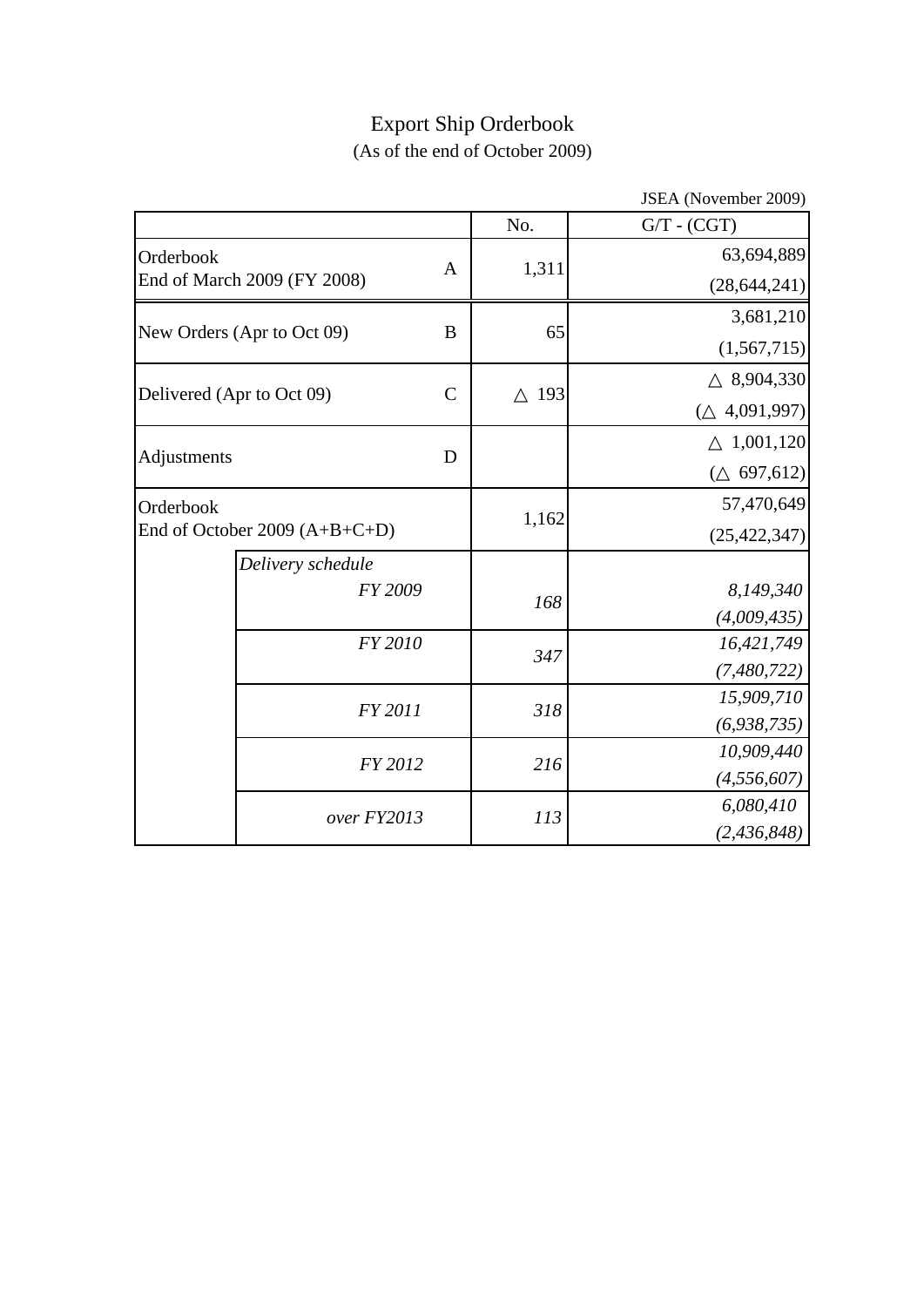# Export Ship Orderbook

(As of the end of October 2009)

JSEA (November 2009)

| | | | No. | G/T - (CGT) |
|---|---|---|---|---|
| Orderbook<br>End of March 2009 (FY 2008) | | A | 1,311 | 63,694,889<br>(28,644,241) |
| New Orders (Apr to Oct 09) | | B | 65 | 3,681,210<br>(1,567,715) |
| Delivered (Apr to Oct 09) | | C | △ 193 | △ 8,904,330<br>(△ 4,091,997) |
| Adjustments | | D | | △ 1,001,120<br>(△ 697,612) |
| Orderbook<br>End of October 2009 (A+B+C+D) | | | 1,162 | 57,470,649<br>(25,422,347) |
| | *Delivery schedule*<br>*FY 2009* | | *168* | *8,149,340*<br>*(4,009,435)* |
| | *FY 2010* | | *347* | *16,421,749*<br>*(7,480,722)* |
| | *FY 2011* | | *318* | *15,909,710*<br>*(6,938,735)* |
| | *FY 2012* | | *216* | *10,909,440*<br>*(4,556,607)* |
| | *over FY2013* | | *113* | *6,080,410*<br>*(2,436,848)* |